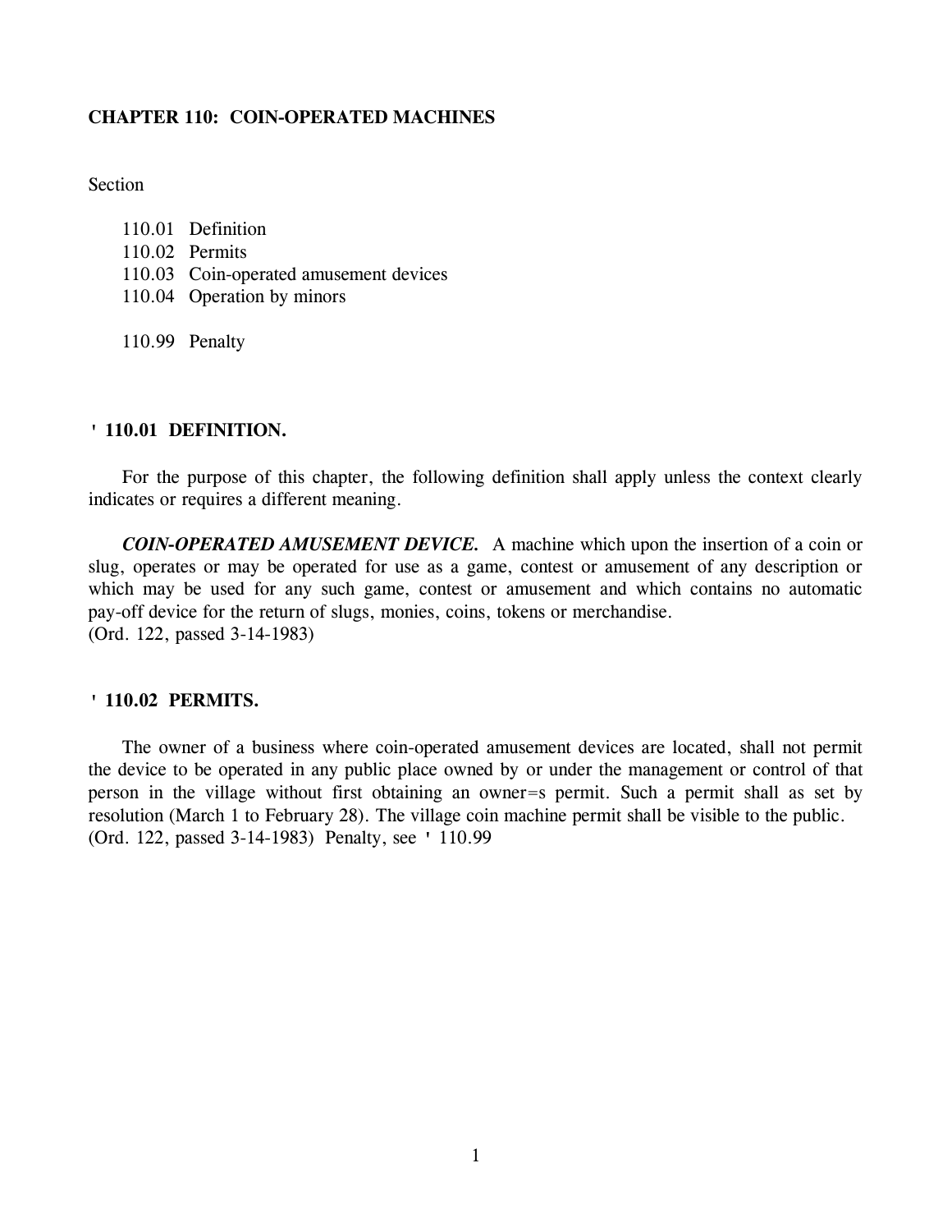# CHAPTER 110: COIN-OPERATED MACHINES

Section

110.01 Definition
110.02 Permits
110.03 Coin-operated amusement devices
110.04 Operation by minors

110.99 Penalty

### ' 110.01 DEFINITION.

For the purpose of this chapter, the following definition shall apply unless the context clearly indicates or requires a different meaning.

***COIN-OPERATED AMUSEMENT DEVICE.*** A machine which upon the insertion of a coin or slug, operates or may be operated for use as a game, contest or amusement of any description or which may be used for any such game, contest or amusement and which contains no automatic pay-off device for the return of slugs, monies, coins, tokens or merchandise.
(Ord. 122, passed 3-14-1983)

### ' 110.02 PERMITS.

The owner of a business where coin-operated amusement devices are located, shall not permit the device to be operated in any public place owned by or under the management or control of that person in the village without first obtaining an owner=s permit. Such a permit shall as set by resolution (March 1 to February 28). The village coin machine permit shall be visible to the public.
(Ord. 122, passed 3-14-1983) Penalty, see ' 110.99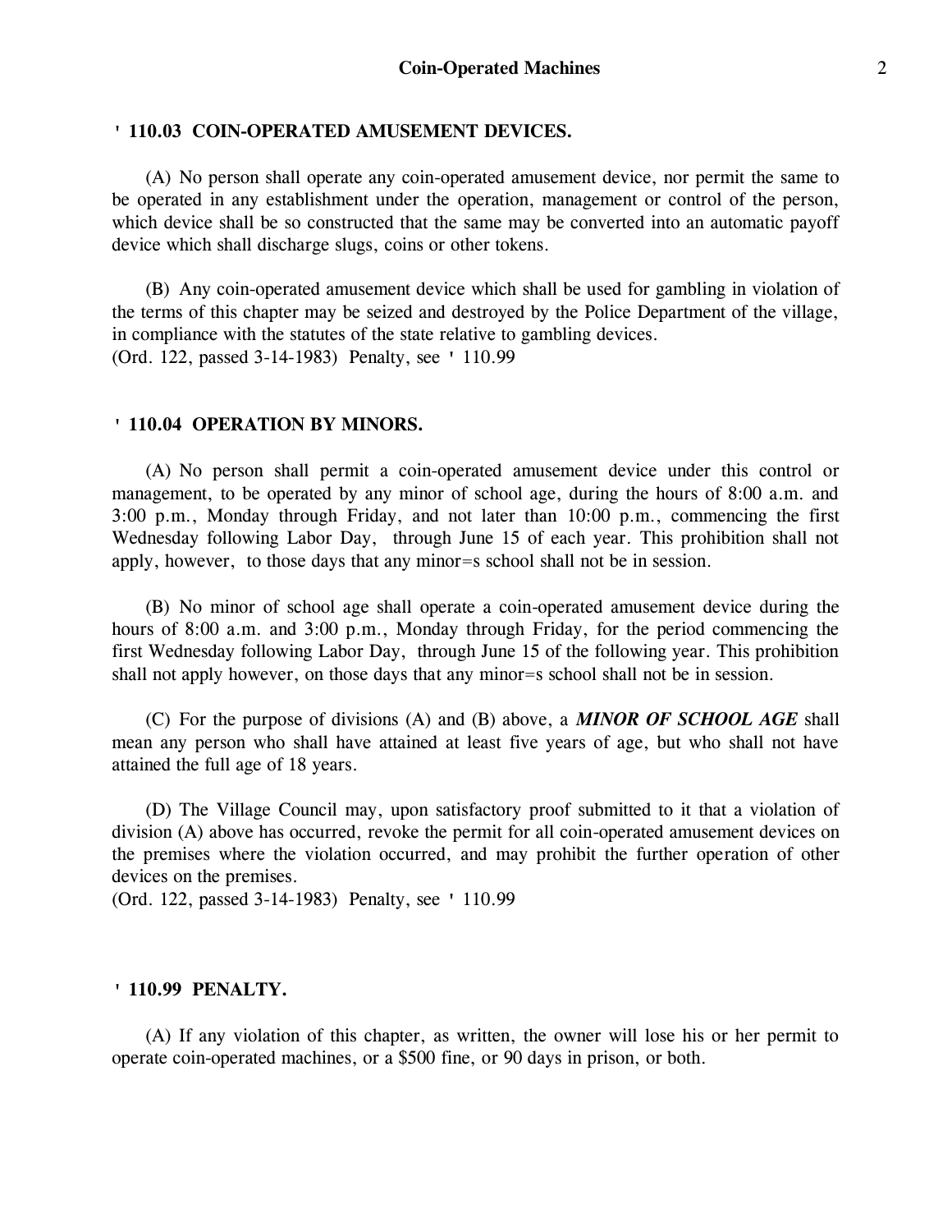### ' 110.03 COIN-OPERATED AMUSEMENT DEVICES.

(A) No person shall operate any coin-operated amusement device, nor permit the same to be operated in any establishment under the operation, management or control of the person, which device shall be so constructed that the same may be converted into an automatic payoff device which shall discharge slugs, coins or other tokens.

(B) Any coin-operated amusement device which shall be used for gambling in violation of the terms of this chapter may be seized and destroyed by the Police Department of the village, in compliance with the statutes of the state relative to gambling devices.
(Ord. 122, passed 3-14-1983) Penalty, see ' 110.99

### ' 110.04 OPERATION BY MINORS.

(A) No person shall permit a coin-operated amusement device under this control or management, to be operated by any minor of school age, during the hours of 8:00 a.m. and 3:00 p.m., Monday through Friday, and not later than 10:00 p.m., commencing the first Wednesday following Labor Day, through June 15 of each year. This prohibition shall not apply, however, to those days that any minor=s school shall not be in session.

(B) No minor of school age shall operate a coin-operated amusement device during the hours of 8:00 a.m. and 3:00 p.m., Monday through Friday, for the period commencing the first Wednesday following Labor Day, through June 15 of the following year. This prohibition shall not apply however, on those days that any minor=s school shall not be in session.

(C) For the purpose of divisions (A) and (B) above, a ***MINOR OF SCHOOL AGE*** shall mean any person who shall have attained at least five years of age, but who shall not have attained the full age of 18 years.

(D) The Village Council may, upon satisfactory proof submitted to it that a violation of division (A) above has occurred, revoke the permit for all coin-operated amusement devices on the premises where the violation occurred, and may prohibit the further operation of other devices on the premises.
(Ord. 122, passed 3-14-1983) Penalty, see ' 110.99

### ' 110.99 PENALTY.

(A) If any violation of this chapter, as written, the owner will lose his or her permit to operate coin-operated machines, or a $500 fine, or 90 days in prison, or both.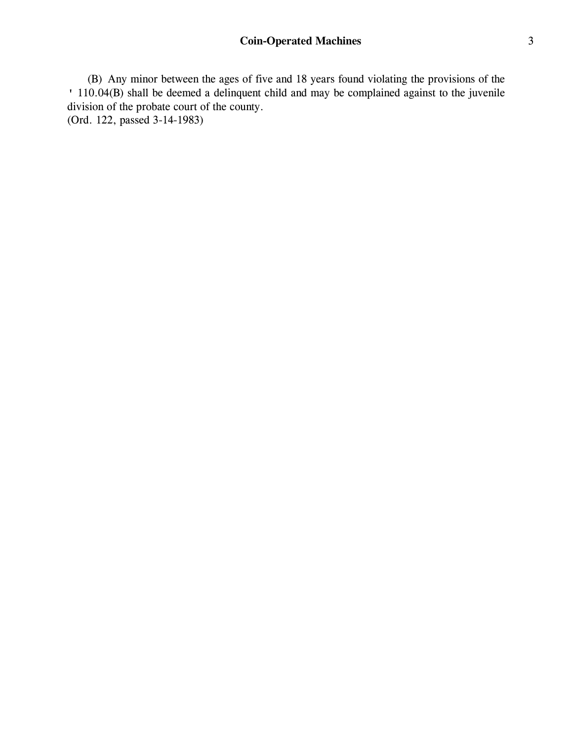(B) Any minor between the ages of five and 18 years found violating the provisions of the ' 110.04(B) shall be deemed a delinquent child and may be complained against to the juvenile division of the probate court of the county.

(Ord. 122, passed 3-14-1983)